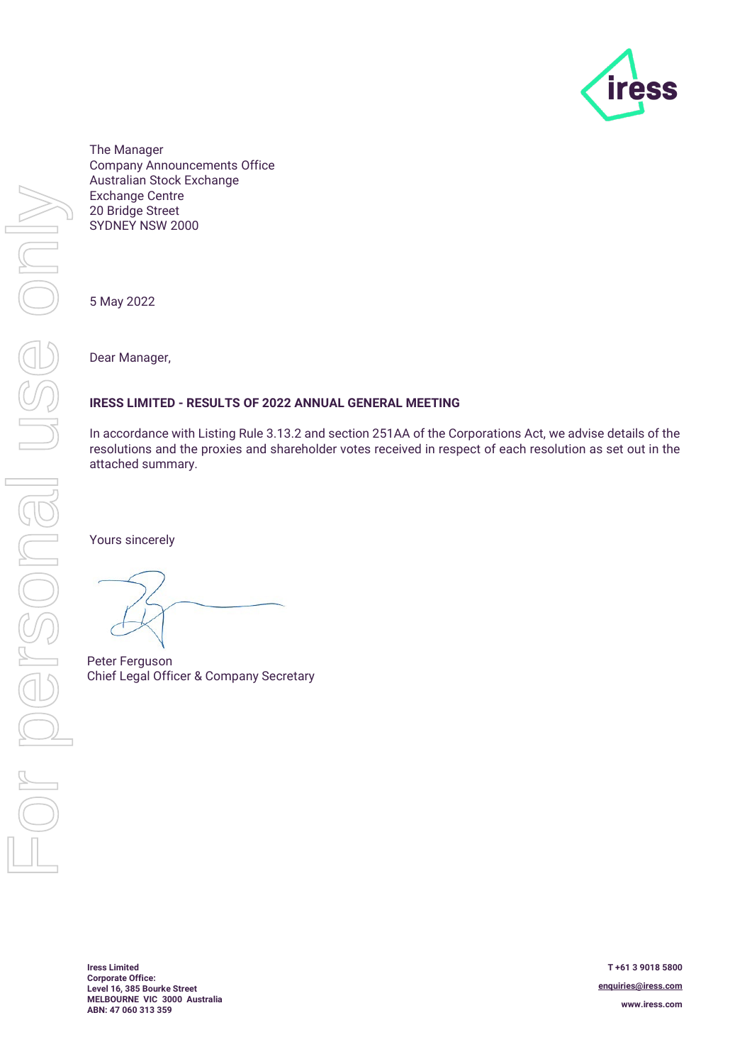The Manager
Company Announcements Office
Australian Stock Exchange
Exchange Centre
20 Bridge Street
SYDNEY NSW 2000

5 May 2022

Dear Manager,

**IRESS LIMITED - RESULTS OF 2022 ANNUAL GENERAL MEETING**

In accordance with Listing Rule 3.13.2 and section 251AA of the Corporations Act, we advise details of the resolutions and the proxies and shareholder votes received in respect of each resolution as set out in the attached summary.

Yours sincerely

Peter Ferguson
Chief Legal Officer & Company Secretary

**Iress Limited**
**Corporate Office:**
**Level 16, 385 Bourke Street**
**MELBOURNE VIC 3000 Australia**
**ABN: 47 060 313 359**

**T +61 3 9018 5800**
**enquiries@iress.com**
**www.iress.com**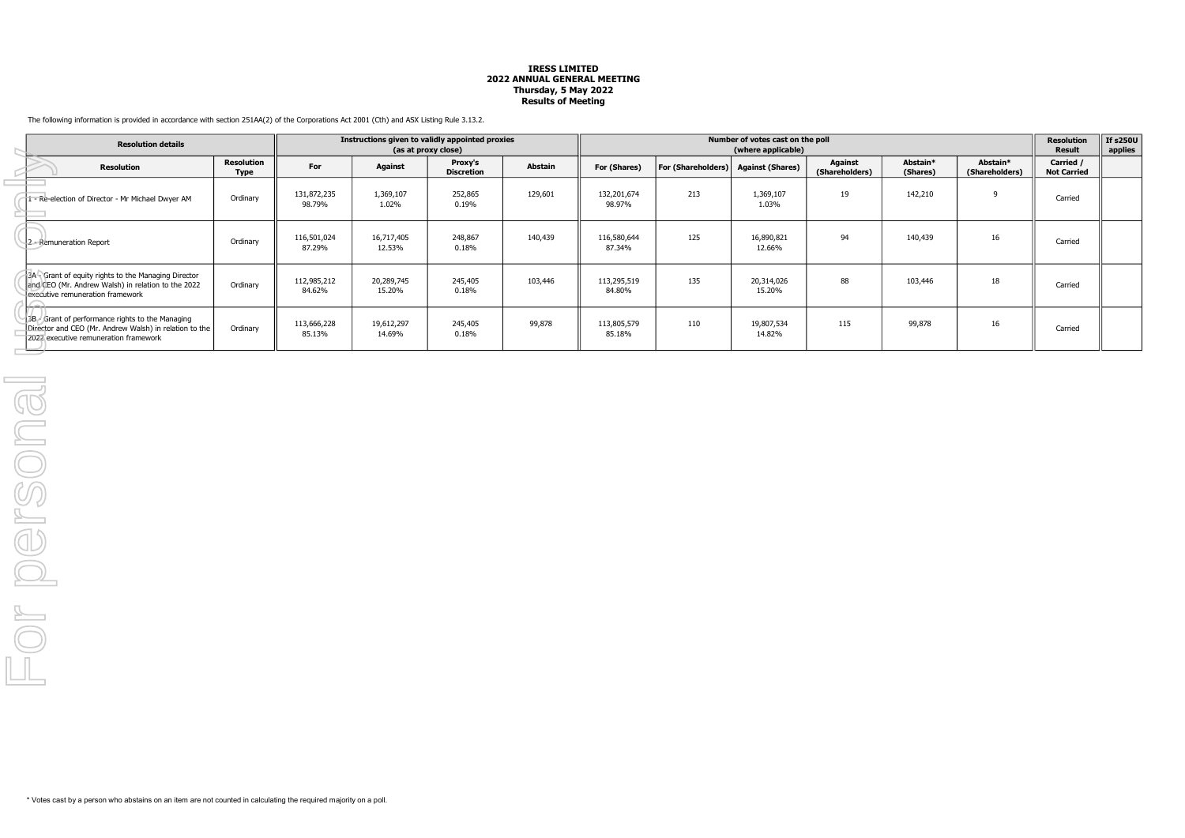**IRESS LIMITED**
**2022 ANNUAL GENERAL MEETING**
**Thursday, 5 May 2022**
**Results of Meeting**

The following information is provided in accordance with section 251AA(2) of the Corporations Act 2001 (Cth) and ASX Listing Rule 3.13.2.

| Resolution details | | Instructions given to validly appointed proxies (as at proxy close) | | | | Number of votes cast on the poll (where applicable) | | | | | | Resolution Result | If s250U applies |
|---|---|---|---|---|---|---|---|---|---|---|---|---|---|
| **Resolution** | **Resolution Type** | **For** | **Against** | **Proxy's Discretion** | **Abstain** | **For (Shares)** | **For (Shareholders)** | **Against (Shares)** | **Against (Shareholders)** | **Abstain* (Shares)** | **Abstain* (Shareholders)** | **Carried / Not Carried** | |
| 1 - Re-election of Director - Mr Michael Dwyer AM | Ordinary | 131,872,235 98.79% | 1,369,107 1.02% | 252,865 0.19% | 129,601 | 132,201,674 98.97% | 213 | 1,369,107 1.03% | 19 | 142,210 | 9 | Carried | |
| 2 - Remuneration Report | Ordinary | 116,501,024 87.29% | 16,717,405 12.53% | 248,867 0.18% | 140,439 | 116,580,644 87.34% | 125 | 16,890,821 12.66% | 94 | 140,439 | 16 | Carried | |
| 3A - Grant of equity rights to the Managing Director and CEO (Mr. Andrew Walsh) in relation to the 2022 executive remuneration framework | Ordinary | 112,985,212 84.62% | 20,289,745 15.20% | 245,405 0.18% | 103,446 | 113,295,519 84.80% | 135 | 20,314,026 15.20% | 88 | 103,446 | 18 | Carried | |
| 3B - Grant of performance rights to the Managing Director and CEO (Mr. Andrew Walsh) in relation to the 2022 executive remuneration framework | Ordinary | 113,666,228 85.13% | 19,612,297 14.69% | 245,405 0.18% | 99,878 | 113,805,579 85.18% | 110 | 19,807,534 14.82% | 115 | 99,878 | 16 | Carried | |

* Votes cast by a person who abstains on an item are not counted in calculating the required majority on a poll.